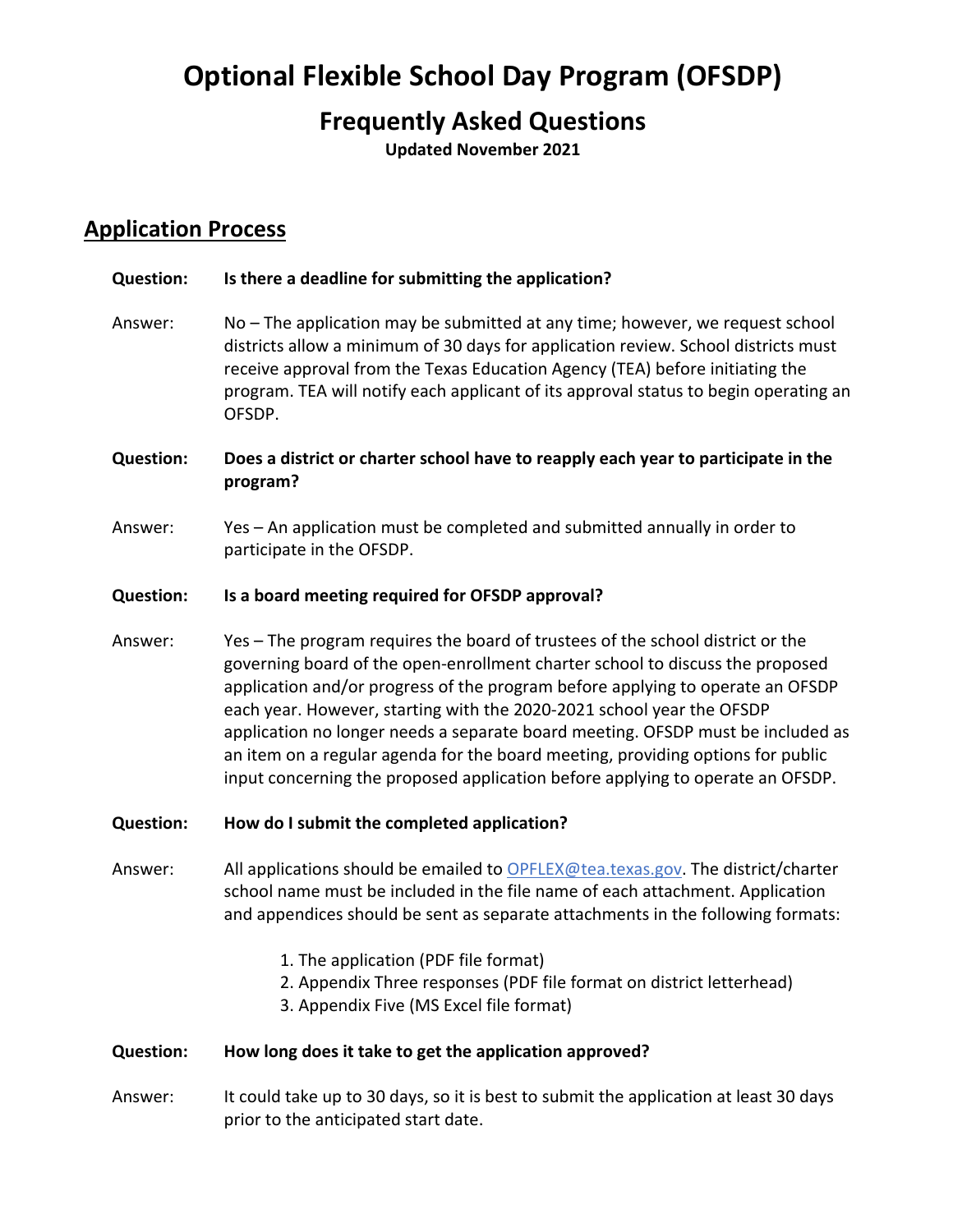# Optional Flexible School Day Program (OFSDP)

## Frequently Asked Questions

**Updated November 2021**

## Application Process

**Question: Is there a deadline for submitting the application?**

Answer: No – The application may be submitted at any time; however, we request school districts allow a minimum of 30 days for application review. School districts must receive approval from the Texas Education Agency (TEA) before initiating the program. TEA will notify each applicant of its approval status to begin operating an OFSDP.

**Question: Does a district or charter school have to reapply each year to participate in the program?**

Answer: Yes – An application must be completed and submitted annually in order to participate in the OFSDP.

**Question: Is a board meeting required for OFSDP approval?**

Answer: Yes – The program requires the board of trustees of the school district or the governing board of the open-enrollment charter school to discuss the proposed application and/or progress of the program before applying to operate an OFSDP each year. However, starting with the 2020-2021 school year the OFSDP application no longer needs a separate board meeting. OFSDP must be included as an item on a regular agenda for the board meeting, providing options for public input concerning the proposed application before applying to operate an OFSDP.

**Question: How do I submit the completed application?**

Answer: All applications should be emailed to OPFLEX@tea.texas.gov. The district/charter school name must be included in the file name of each attachment. Application and appendices should be sent as separate attachments in the following formats:

1. The application (PDF file format)
2. Appendix Three responses (PDF file format on district letterhead)
3. Appendix Five (MS Excel file format)

**Question: How long does it take to get the application approved?**

Answer: It could take up to 30 days, so it is best to submit the application at least 30 days prior to the anticipated start date.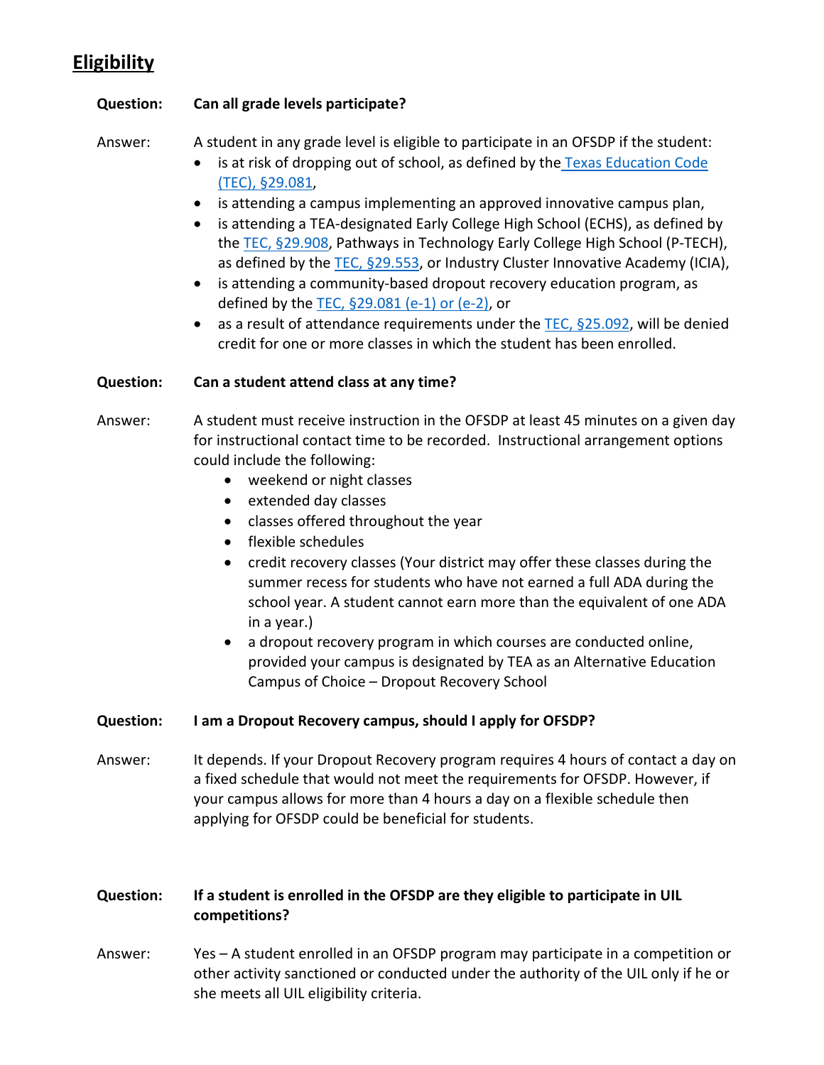## Eligibility

**Question:** **Can all grade levels participate?**

**Answer:** A student in any grade level is eligible to participate in an OFSDP if the student:

- is at risk of dropping out of school, as defined by the [Texas Education Code (TEC), §29.081](),
- is attending a campus implementing an approved innovative campus plan,
- is attending a TEA-designated Early College High School (ECHS), as defined by the [TEC, §29.908](), Pathways in Technology Early College High School (P-TECH), as defined by the [TEC, §29.553](), or Industry Cluster Innovative Academy (ICIA),
- is attending a community-based dropout recovery education program, as defined by the [TEC, §29.081 (e-1) or (e-2)](), or
- as a result of attendance requirements under the [TEC, §25.092](), will be denied credit for one or more classes in which the student has been enrolled.

**Question:** **Can a student attend class at any time?**

**Answer:** A student must receive instruction in the OFSDP at least 45 minutes on a given day for instructional contact time to be recorded. Instructional arrangement options could include the following:

- weekend or night classes
- extended day classes
- classes offered throughout the year
- flexible schedules
- credit recovery classes (Your district may offer these classes during the summer recess for students who have not earned a full ADA during the school year. A student cannot earn more than the equivalent of one ADA in a year.)
- a dropout recovery program in which courses are conducted online, provided your campus is designated by TEA as an Alternative Education Campus of Choice – Dropout Recovery School

**Question:** **I am a Dropout Recovery campus, should I apply for OFSDP?**

**Answer:** It depends. If your Dropout Recovery program requires 4 hours of contact a day on a fixed schedule that would not meet the requirements for OFSDP. However, if your campus allows for more than 4 hours a day on a flexible schedule then applying for OFSDP could be beneficial for students.

**Question:** **If a student is enrolled in the OFSDP are they eligible to participate in UIL competitions?**

**Answer:** Yes – A student enrolled in an OFSDP program may participate in a competition or other activity sanctioned or conducted under the authority of the UIL only if he or she meets all UIL eligibility criteria.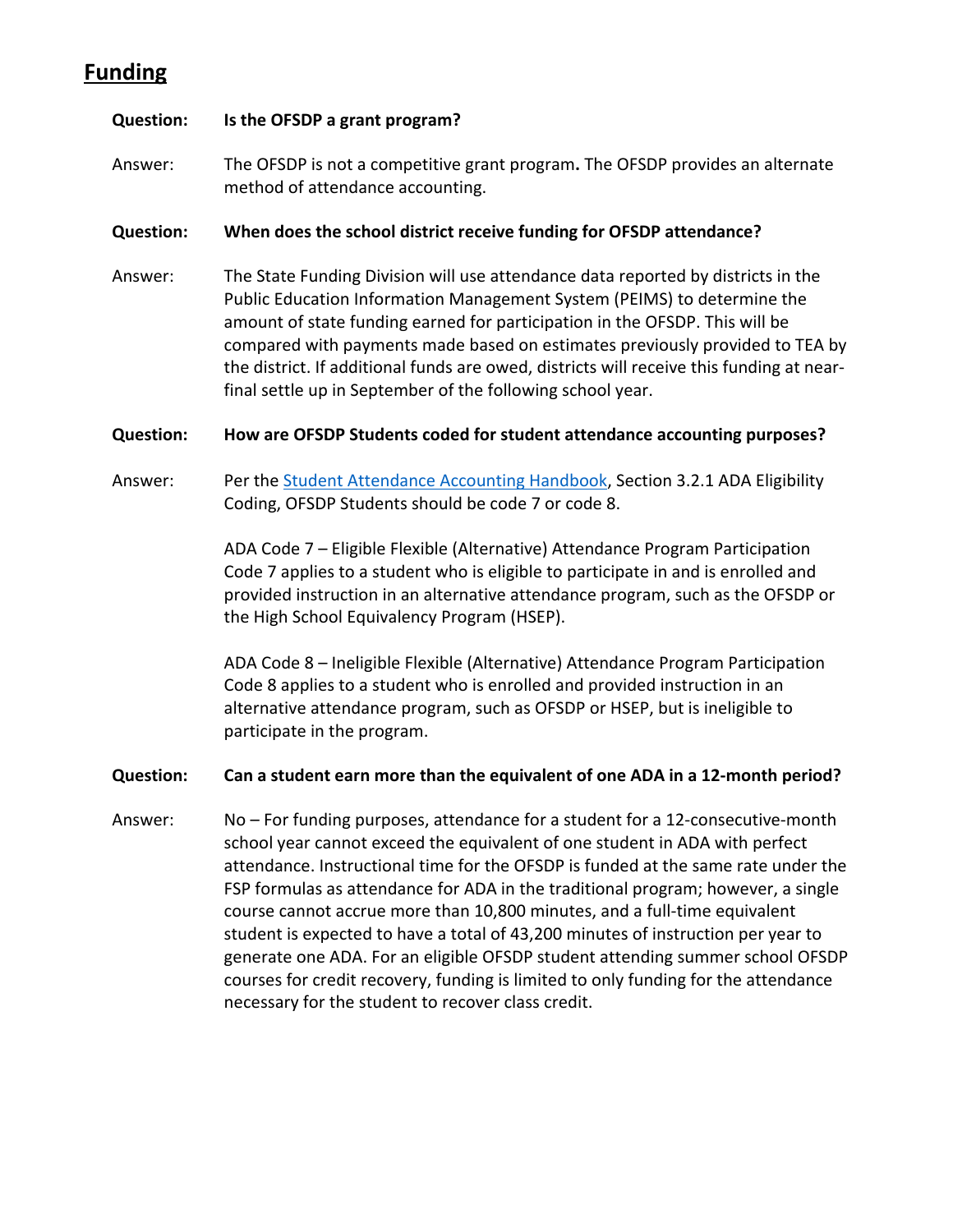## Funding

**Question: Is the OFSDP a grant program?**

Answer: The OFSDP is not a competitive grant program**.** The OFSDP provides an alternate method of attendance accounting.

**Question: When does the school district receive funding for OFSDP attendance?**

Answer: The State Funding Division will use attendance data reported by districts in the Public Education Information Management System (PEIMS) to determine the amount of state funding earned for participation in the OFSDP. This will be compared with payments made based on estimates previously provided to TEA by the district. If additional funds are owed, districts will receive this funding at near-final settle up in September of the following school year.

**Question: How are OFSDP Students coded for student attendance accounting purposes?**

Answer: Per the [Student Attendance Accounting Handbook](), Section 3.2.1 ADA Eligibility Coding, OFSDP Students should be code 7 or code 8.

ADA Code 7 – Eligible Flexible (Alternative) Attendance Program Participation
Code 7 applies to a student who is eligible to participate in and is enrolled and provided instruction in an alternative attendance program, such as the OFSDP or the High School Equivalency Program (HSEP).

ADA Code 8 – Ineligible Flexible (Alternative) Attendance Program Participation
Code 8 applies to a student who is enrolled and provided instruction in an alternative attendance program, such as OFSDP or HSEP, but is ineligible to participate in the program.

**Question: Can a student earn more than the equivalent of one ADA in a 12-month period?**

Answer: No – For funding purposes, attendance for a student for a 12-consecutive-month school year cannot exceed the equivalent of one student in ADA with perfect attendance. Instructional time for the OFSDP is funded at the same rate under the FSP formulas as attendance for ADA in the traditional program; however, a single course cannot accrue more than 10,800 minutes, and a full-time equivalent student is expected to have a total of 43,200 minutes of instruction per year to generate one ADA. For an eligible OFSDP student attending summer school OFSDP courses for credit recovery, funding is limited to only funding for the attendance necessary for the student to recover class credit.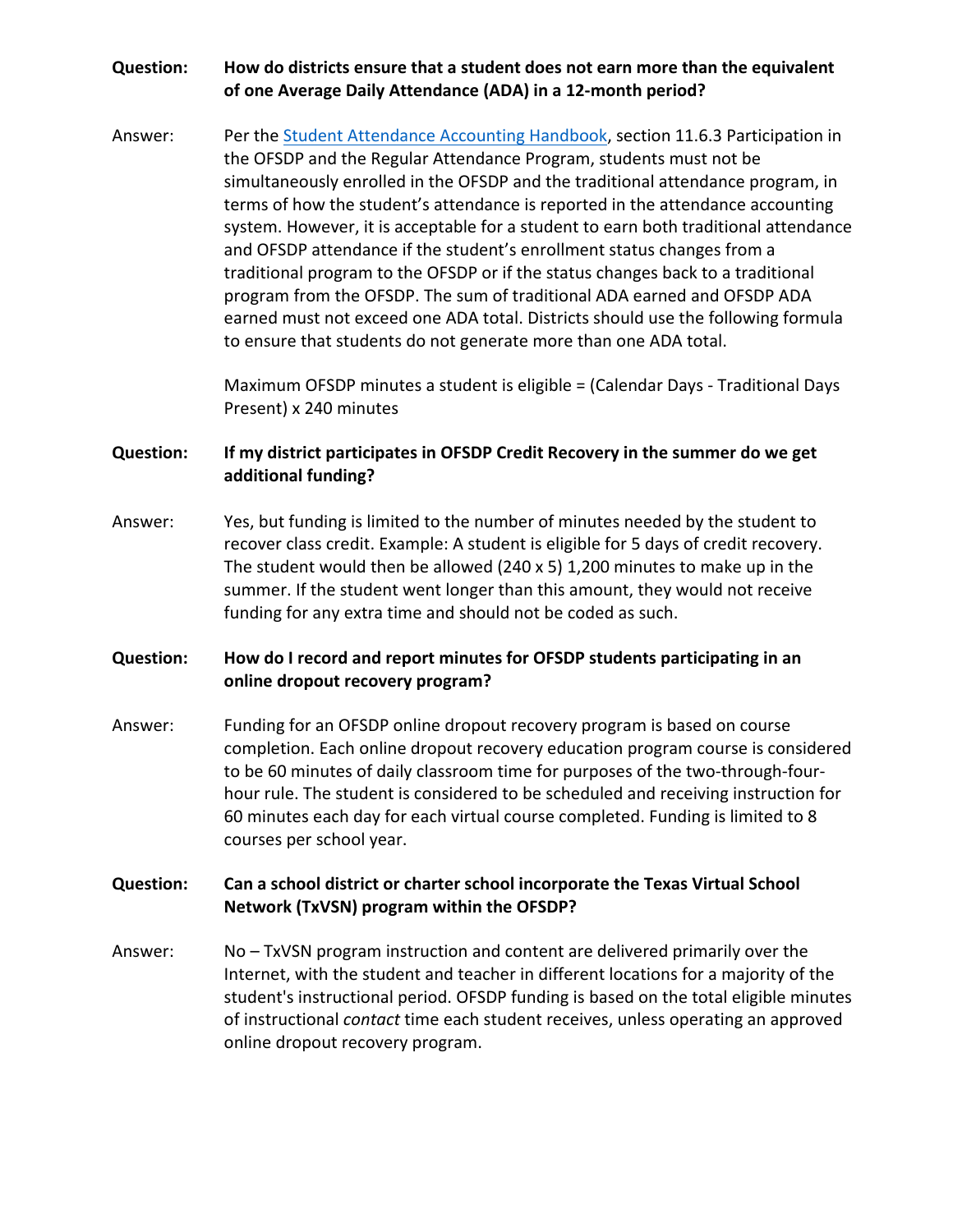**Question:** **How do districts ensure that a student does not earn more than the equivalent of one Average Daily Attendance (ADA) in a 12-month period?**

Answer: Per the [Student Attendance Accounting Handbook](), section 11.6.3 Participation in the OFSDP and the Regular Attendance Program, students must not be simultaneously enrolled in the OFSDP and the traditional attendance program, in terms of how the student's attendance is reported in the attendance accounting system. However, it is acceptable for a student to earn both traditional attendance and OFSDP attendance if the student's enrollment status changes from a traditional program to the OFSDP or if the status changes back to a traditional program from the OFSDP. The sum of traditional ADA earned and OFSDP ADA earned must not exceed one ADA total. Districts should use the following formula to ensure that students do not generate more than one ADA total.

Maximum OFSDP minutes a student is eligible = (Calendar Days - Traditional Days Present) x 240 minutes

**Question:** **If my district participates in OFSDP Credit Recovery in the summer do we get additional funding?**

Answer: Yes, but funding is limited to the number of minutes needed by the student to recover class credit. Example: A student is eligible for 5 days of credit recovery. The student would then be allowed (240 x 5) 1,200 minutes to make up in the summer. If the student went longer than this amount, they would not receive funding for any extra time and should not be coded as such.

**Question:** **How do I record and report minutes for OFSDP students participating in an online dropout recovery program?**

Answer: Funding for an OFSDP online dropout recovery program is based on course completion. Each online dropout recovery education program course is considered to be 60 minutes of daily classroom time for purposes of the two-through-four-hour rule. The student is considered to be scheduled and receiving instruction for 60 minutes each day for each virtual course completed. Funding is limited to 8 courses per school year.

**Question:** **Can a school district or charter school incorporate the Texas Virtual School Network (TxVSN) program within the OFSDP?**

Answer: No – TxVSN program instruction and content are delivered primarily over the Internet, with the student and teacher in different locations for a majority of the student's instructional period. OFSDP funding is based on the total eligible minutes of instructional *contact* time each student receives, unless operating an approved online dropout recovery program.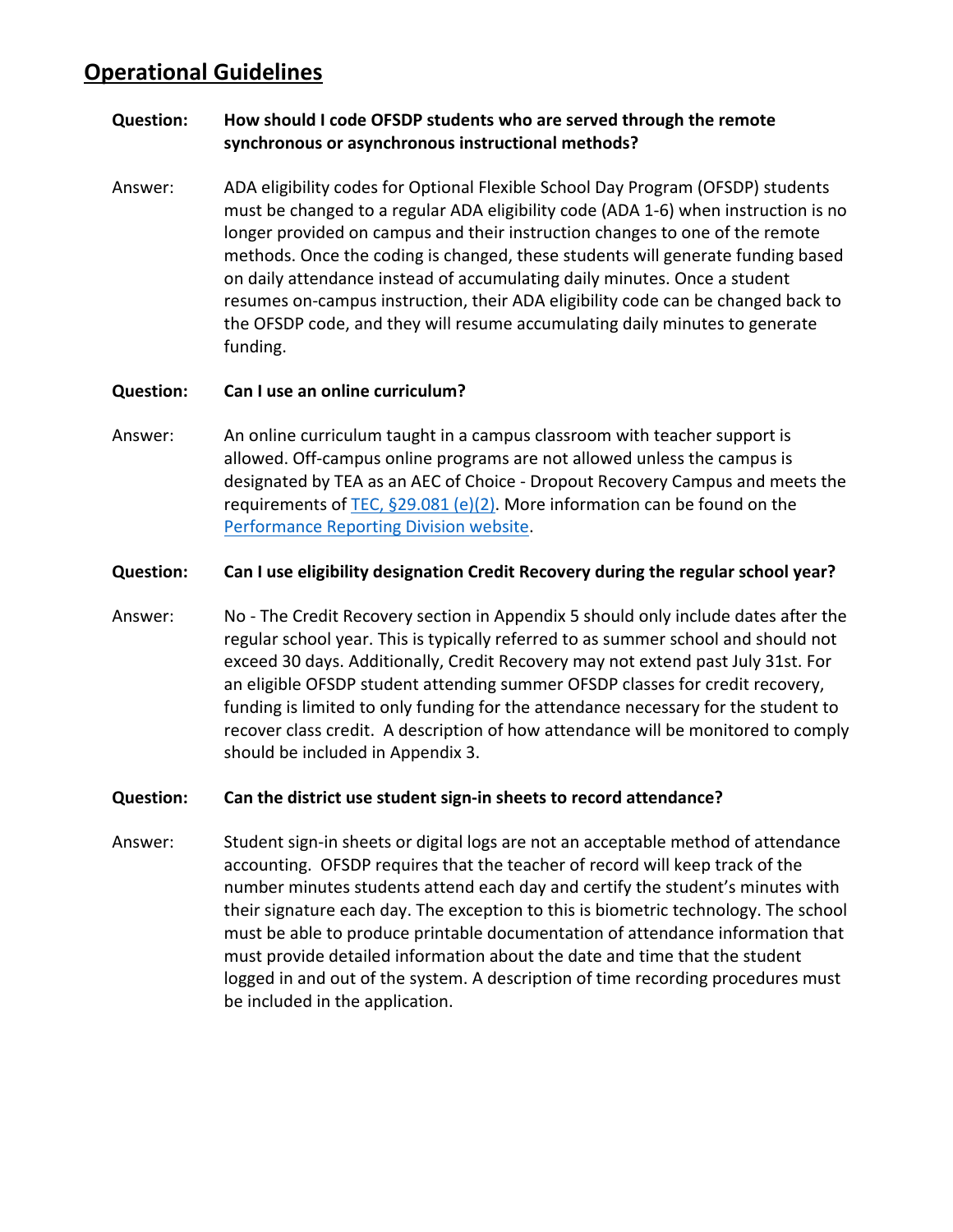## Operational Guidelines

**Question:** **How should I code OFSDP students who are served through the remote synchronous or asynchronous instructional methods?**

Answer: ADA eligibility codes for Optional Flexible School Day Program (OFSDP) students must be changed to a regular ADA eligibility code (ADA 1-6) when instruction is no longer provided on campus and their instruction changes to one of the remote methods. Once the coding is changed, these students will generate funding based on daily attendance instead of accumulating daily minutes. Once a student resumes on-campus instruction, their ADA eligibility code can be changed back to the OFSDP code, and they will resume accumulating daily minutes to generate funding.

**Question:** **Can I use an online curriculum?**

Answer: An online curriculum taught in a campus classroom with teacher support is allowed. Off-campus online programs are not allowed unless the campus is designated by TEA as an AEC of Choice - Dropout Recovery Campus and meets the requirements of TEC, §29.081 (e)(2). More information can be found on the Performance Reporting Division website.

**Question:** **Can I use eligibility designation Credit Recovery during the regular school year?**

Answer: No - The Credit Recovery section in Appendix 5 should only include dates after the regular school year. This is typically referred to as summer school and should not exceed 30 days. Additionally, Credit Recovery may not extend past July 31st. For an eligible OFSDP student attending summer OFSDP classes for credit recovery, funding is limited to only funding for the attendance necessary for the student to recover class credit. A description of how attendance will be monitored to comply should be included in Appendix 3.

**Question:** **Can the district use student sign-in sheets to record attendance?**

Answer: Student sign-in sheets or digital logs are not an acceptable method of attendance accounting. OFSDP requires that the teacher of record will keep track of the number minutes students attend each day and certify the student's minutes with their signature each day. The exception to this is biometric technology. The school must be able to produce printable documentation of attendance information that must provide detailed information about the date and time that the student logged in and out of the system. A description of time recording procedures must be included in the application.